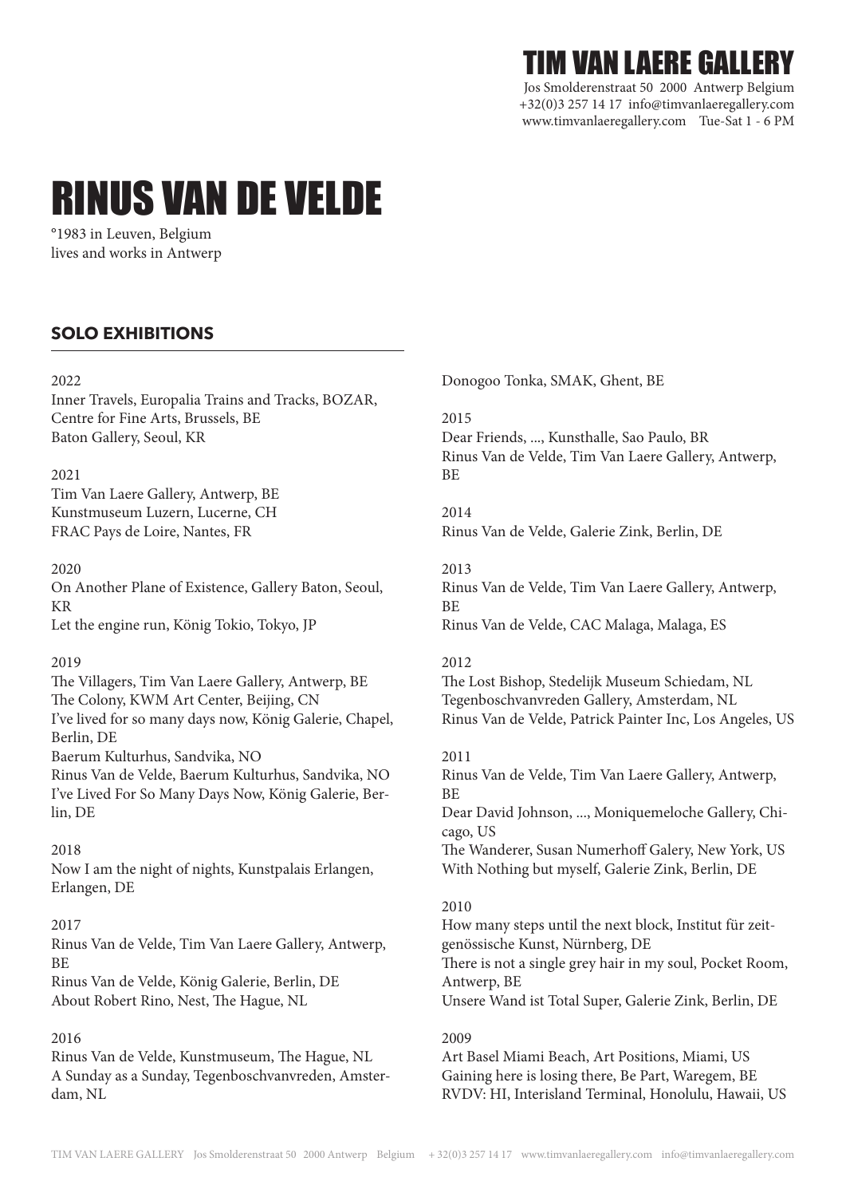TIM VAN LAERE GALLERY
Jos Smolderenstraat 50 2000 Antwerp Belgium
+32(0)3 257 14 17 info@timvanlaeregallery.com
www.timvanlaeregallery.com Tue-Sat 1 - 6 PM

# RINUS VAN DE VELDE

°1983 in Leuven, Belgium
lives and works in Antwerp

## SOLO EXHIBITIONS

2022
Inner Travels, Europalia Trains and Tracks, BOZAR, Centre for Fine Arts, Brussels, BE
Baton Gallery, Seoul, KR

2021
Tim Van Laere Gallery, Antwerp, BE
Kunstmuseum Luzern, Lucerne, CH
FRAC Pays de Loire, Nantes, FR

2020
On Another Plane of Existence, Gallery Baton, Seoul, KR
Let the engine run, König Tokio, Tokyo, JP

2019
The Villagers, Tim Van Laere Gallery, Antwerp, BE
The Colony, KWM Art Center, Beijing, CN
I've lived for so many days now, König Galerie, Chapel, Berlin, DE
Baerum Kulturhus, Sandvika, NO
Rinus Van de Velde, Baerum Kulturhus, Sandvika, NO
I've Lived For So Many Days Now, König Galerie, Berlin, DE

2018
Now I am the night of nights, Kunstpalais Erlangen, Erlangen, DE

2017
Rinus Van de Velde, Tim Van Laere Gallery, Antwerp, BE
Rinus Van de Velde, König Galerie, Berlin, DE
About Robert Rino, Nest, The Hague, NL

2016
Rinus Van de Velde, Kunstmuseum, The Hague, NL
A Sunday as a Sunday, Tegenboschvanvreden, Amsterdam, NL
Donogoo Tonka, SMAK, Ghent, BE

2015
Dear Friends, ..., Kunsthalle, Sao Paulo, BR
Rinus Van de Velde, Tim Van Laere Gallery, Antwerp, BE

2014
Rinus Van de Velde, Galerie Zink, Berlin, DE

2013
Rinus Van de Velde, Tim Van Laere Gallery, Antwerp, BE
Rinus Van de Velde, CAC Malaga, Malaga, ES

2012
The Lost Bishop, Stedelijk Museum Schiedam, NL
Tegenboschvanvreden Gallery, Amsterdam, NL
Rinus Van de Velde, Patrick Painter Inc, Los Angeles, US

2011
Rinus Van de Velde, Tim Van Laere Gallery, Antwerp, BE
Dear David Johnson, ..., Moniquemeloche Gallery, Chicago, US
The Wanderer, Susan Numerhoff Galery, New York, US
With Nothing but myself, Galerie Zink, Berlin, DE

2010
How many steps until the next block, Institut für zeitgenössische Kunst, Nürnberg, DE
There is not a single grey hair in my soul, Pocket Room, Antwerp, BE
Unsere Wand ist Total Super, Galerie Zink, Berlin, DE

2009
Art Basel Miami Beach, Art Positions, Miami, US
Gaining here is losing there, Be Part, Waregem, BE
RVDV: HI, Interisland Terminal, Honolulu, Hawaii, US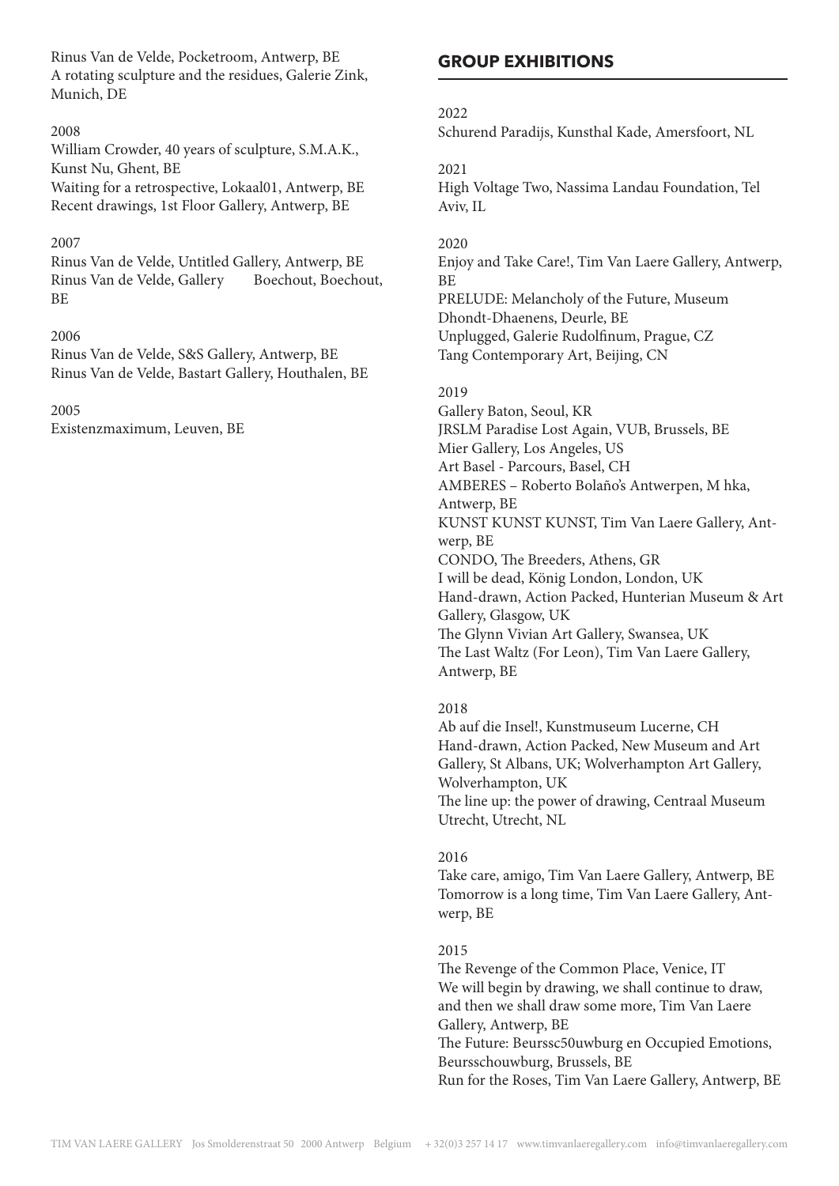Rinus Van de Velde, Pocketroom, Antwerp, BE
A rotating sculpture and the residues, Galerie Zink, Munich, DE

2008
William Crowder, 40 years of sculpture, S.M.A.K., Kunst Nu, Ghent, BE
Waiting for a retrospective, Lokaal01, Antwerp, BE
Recent drawings, 1st Floor Gallery, Antwerp, BE

2007
Rinus Van de Velde, Untitled Gallery, Antwerp, BE
Rinus Van de Velde, Gallery Boechout, Boechout, BE

2006
Rinus Van de Velde, S&S Gallery, Antwerp, BE
Rinus Van de Velde, Bastart Gallery, Houthalen, BE

2005
Existenzmaximum, Leuven, BE

## GROUP EXHIBITIONS

2022
Schurend Paradijs, Kunsthal Kade, Amersfoort, NL

2021
High Voltage Two, Nassima Landau Foundation, Tel Aviv, IL

2020
Enjoy and Take Care!, Tim Van Laere Gallery, Antwerp, BE
PRELUDE: Melancholy of the Future, Museum Dhondt-Dhaenens, Deurle, BE
Unplugged, Galerie Rudolfinum, Prague, CZ
Tang Contemporary Art, Beijing, CN

2019
Gallery Baton, Seoul, KR
JRSLM Paradise Lost Again, VUB, Brussels, BE
Mier Gallery, Los Angeles, US
Art Basel - Parcours, Basel, CH
AMBERES – Roberto Bolaño's Antwerpen, M hka, Antwerp, BE
KUNST KUNST KUNST, Tim Van Laere Gallery, Antwerp, BE
CONDO, The Breeders, Athens, GR
I will be dead, König London, London, UK
Hand-drawn, Action Packed, Hunterian Museum & Art Gallery, Glasgow, UK
The Glynn Vivian Art Gallery, Swansea, UK
The Last Waltz (For Leon), Tim Van Laere Gallery, Antwerp, BE

2018
Ab auf die Insel!, Kunstmuseum Lucerne, CH
Hand-drawn, Action Packed, New Museum and Art Gallery, St Albans, UK; Wolverhampton Art Gallery, Wolverhampton, UK
The line up: the power of drawing, Centraal Museum Utrecht, Utrecht, NL

2016
Take care, amigo, Tim Van Laere Gallery, Antwerp, BE
Tomorrow is a long time, Tim Van Laere Gallery, Antwerp, BE

2015
The Revenge of the Common Place, Venice, IT
We will begin by drawing, we shall continue to draw, and then we shall draw some more, Tim Van Laere Gallery, Antwerp, BE
The Future: Beurssc50uwburg en Occupied Emotions, Beursschouwburg, Brussels, BE
Run for the Roses, Tim Van Laere Gallery, Antwerp, BE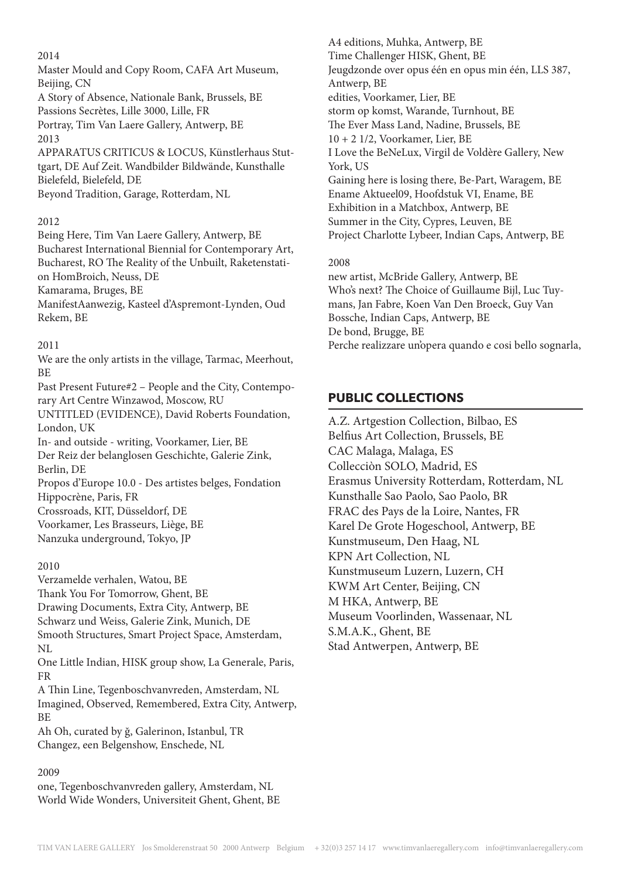2014

Master Mould and Copy Room, CAFA Art Museum, Beijing, CN
A Story of Absence, Nationale Bank, Brussels, BE
Passions Secrètes, Lille 3000, Lille, FR
Portray, Tim Van Laere Gallery, Antwerp, BE

2013

APPARATUS CRITICUS & LOCUS, Künstlerhaus Stuttgart, DE Auf Zeit. Wandbilder Bildwände, Kunsthalle Bielefeld, Bielefeld, DE
Beyond Tradition, Garage, Rotterdam, NL

2012

Being Here, Tim Van Laere Gallery, Antwerp, BE
Bucharest International Biennial for Contemporary Art, Bucharest, RO The Reality of the Unbuilt, Raketenstation HomBroich, Neuss, DE
Kamarama, Bruges, BE
ManifestAanwezig, Kasteel d'Aspremont-Lynden, Oud Rekem, BE

2011

We are the only artists in the village, Tarmac, Meerhout, BE
Past Present Future#2 – People and the City, Contemporary Art Centre Winzawod, Moscow, RU
UNTITLED (EVIDENCE), David Roberts Foundation, London, UK
In- and outside - writing, Voorkamer, Lier, BE
Der Reiz der belanglosen Geschichte, Galerie Zink, Berlin, DE
Propos d'Europe 10.0 - Des artistes belges, Fondation Hippocrène, Paris, FR
Crossroads, KIT, Düsseldorf, DE
Voorkamer, Les Brasseurs, Liège, BE
Nanzuka underground, Tokyo, JP

2010

Verzamelde verhalen, Watou, BE
Thank You For Tomorrow, Ghent, BE
Drawing Documents, Extra City, Antwerp, BE
Schwarz und Weiss, Galerie Zink, Munich, DE
Smooth Structures, Smart Project Space, Amsterdam, NL
One Little Indian, HISK group show, La Generale, Paris, FR
A Thin Line, Tegenboschvanvreden, Amsterdam, NL
Imagined, Observed, Remembered, Extra City, Antwerp, BE
Ah Oh, curated by ğ, Galerinon, Istanbul, TR
Changez, een Belgenshow, Enschede, NL

2009

one, Tegenboschvanvreden gallery, Amsterdam, NL
World Wide Wonders, Universiteit Ghent, Ghent, BE
A4 editions, Muhka, Antwerp, BE
Time Challenger HISK, Ghent, BE
Jeugdzonde over opus één en opus min één, LLS 387, Antwerp, BE
edities, Voorkamer, Lier, BE
storm op komst, Warande, Turnhout, BE
The Ever Mass Land, Nadine, Brussels, BE
10 + 2 1/2, Voorkamer, Lier, BE
I Love the BeNeLux, Virgil de Voldère Gallery, New York, US
Gaining here is losing there, Be-Part, Waragem, BE
Ename Aktueel09, Hoofdstuk VI, Ename, BE
Exhibition in a Matchbox, Antwerp, BE
Summer in the City, Cypres, Leuven, BE
Project Charlotte Lybeer, Indian Caps, Antwerp, BE

2008

new artist, McBride Gallery, Antwerp, BE
Who's next? The Choice of Guillaume Bijl, Luc Tuymans, Jan Fabre, Koen Van Den Broeck, Guy Van Bossche, Indian Caps, Antwerp, BE
De bond, Brugge, BE
Perche realizzare un'opera quando e cosi bello sognarla,

## PUBLIC COLLECTIONS

A.Z. Artgestion Collection, Bilbao, ES
Belfius Art Collection, Brussels, BE
CAC Malaga, Malaga, ES
Collecciòn SOLO, Madrid, ES
Erasmus University Rotterdam, Rotterdam, NL
Kunsthalle Sao Paolo, Sao Paolo, BR
FRAC des Pays de la Loire, Nantes, FR
Karel De Grote Hogeschool, Antwerp, BE
Kunstmuseum, Den Haag, NL
KPN Art Collection, NL
Kunstmuseum Luzern, Luzern, CH
KWM Art Center, Beijing, CN
M HKA, Antwerp, BE
Museum Voorlinden, Wassenaar, NL
S.M.A.K., Ghent, BE
Stad Antwerpen, Antwerp, BE